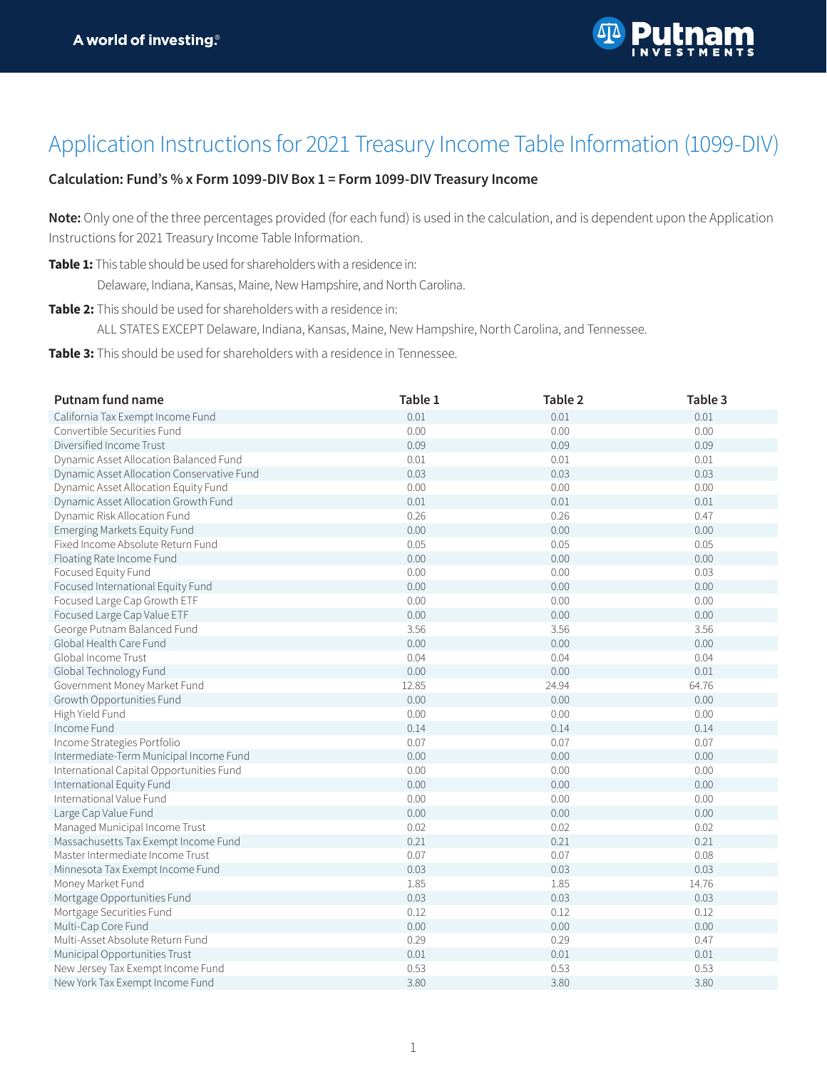A world of investing.®

# Application Instructions for 2021 Treasury Income Table Information (1099-DIV)

**Calculation: Fund's % x Form 1099-DIV Box 1 = Form 1099-DIV Treasury Income**

**Note:** Only one of the three percentages provided (for each fund) is used in the calculation, and is dependent upon the Application Instructions for 2021 Treasury Income Table Information.

**Table 1:** This table should be used for shareholders with a residence in:

Delaware, Indiana, Kansas, Maine, New Hampshire, and North Carolina.

**Table 2:** This should be used for shareholders with a residence in:

ALL STATES EXCEPT Delaware, Indiana, Kansas, Maine, New Hampshire, North Carolina, and Tennessee.

**Table 3:** This should be used for shareholders with a residence in Tennessee.

| Putnam fund name | Table 1 | Table 2 | Table 3 |
|---|---|---|---|
| California Tax Exempt Income Fund | 0.01 | 0.01 | 0.01 |
| Convertible Securities Fund | 0.00 | 0.00 | 0.00 |
| Diversified Income Trust | 0.09 | 0.09 | 0.09 |
| Dynamic Asset Allocation Balanced Fund | 0.01 | 0.01 | 0.01 |
| Dynamic Asset Allocation Conservative Fund | 0.03 | 0.03 | 0.03 |
| Dynamic Asset Allocation Equity Fund | 0.00 | 0.00 | 0.00 |
| Dynamic Asset Allocation Growth Fund | 0.01 | 0.01 | 0.01 |
| Dynamic Risk Allocation Fund | 0.26 | 0.26 | 0.47 |
| Emerging Markets Equity Fund | 0.00 | 0.00 | 0.00 |
| Fixed Income Absolute Return Fund | 0.05 | 0.05 | 0.05 |
| Floating Rate Income Fund | 0.00 | 0.00 | 0.00 |
| Focused Equity Fund | 0.00 | 0.00 | 0.03 |
| Focused International Equity Fund | 0.00 | 0.00 | 0.00 |
| Focused Large Cap Growth ETF | 0.00 | 0.00 | 0.00 |
| Focused Large Cap Value ETF | 0.00 | 0.00 | 0.00 |
| George Putnam Balanced Fund | 3.56 | 3.56 | 3.56 |
| Global Health Care Fund | 0.00 | 0.00 | 0.00 |
| Global Income Trust | 0.04 | 0.04 | 0.04 |
| Global Technology Fund | 0.00 | 0.00 | 0.01 |
| Government Money Market Fund | 12.85 | 24.94 | 64.76 |
| Growth Opportunities Fund | 0.00 | 0.00 | 0.00 |
| High Yield Fund | 0.00 | 0.00 | 0.00 |
| Income Fund | 0.14 | 0.14 | 0.14 |
| Income Strategies Portfolio | 0.07 | 0.07 | 0.07 |
| Intermediate-Term Municipal Income Fund | 0.00 | 0.00 | 0.00 |
| International Capital Opportunities Fund | 0.00 | 0.00 | 0.00 |
| International Equity Fund | 0.00 | 0.00 | 0.00 |
| International Value Fund | 0.00 | 0.00 | 0.00 |
| Large Cap Value Fund | 0.00 | 0.00 | 0.00 |
| Managed Municipal Income Trust | 0.02 | 0.02 | 0.02 |
| Massachusetts Tax Exempt Income Fund | 0.21 | 0.21 | 0.21 |
| Master Intermediate Income Trust | 0.07 | 0.07 | 0.08 |
| Minnesota Tax Exempt Income Fund | 0.03 | 0.03 | 0.03 |
| Money Market Fund | 1.85 | 1.85 | 14.76 |
| Mortgage Opportunities Fund | 0.03 | 0.03 | 0.03 |
| Mortgage Securities Fund | 0.12 | 0.12 | 0.12 |
| Multi-Cap Core Fund | 0.00 | 0.00 | 0.00 |
| Multi-Asset Absolute Return Fund | 0.29 | 0.29 | 0.47 |
| Municipal Opportunities Trust | 0.01 | 0.01 | 0.01 |
| New Jersey Tax Exempt Income Fund | 0.53 | 0.53 | 0.53 |
| New York Tax Exempt Income Fund | 3.80 | 3.80 | 3.80 |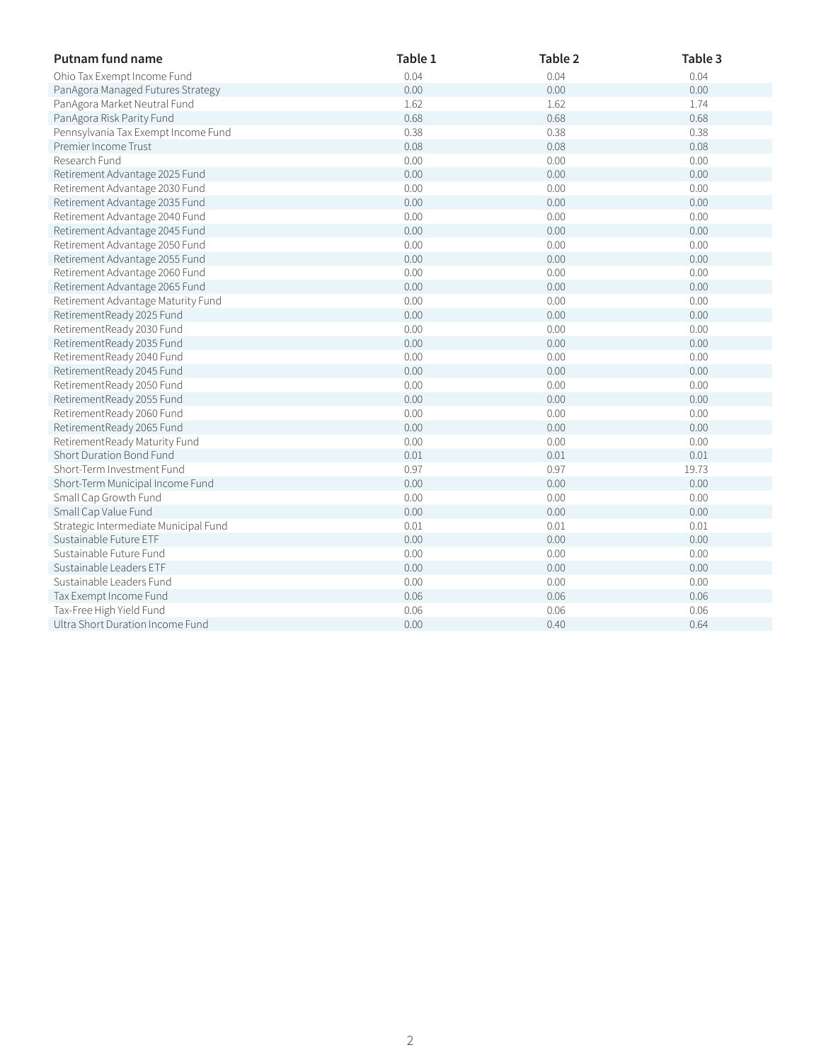| Putnam fund name | Table 1 | Table 2 | Table 3 |
|---|---|---|---|
| Ohio Tax Exempt Income Fund | 0.04 | 0.04 | 0.04 |
| PanAgora Managed Futures Strategy | 0.00 | 0.00 | 0.00 |
| PanAgora Market Neutral Fund | 1.62 | 1.62 | 1.74 |
| PanAgora Risk Parity Fund | 0.68 | 0.68 | 0.68 |
| Pennsylvania Tax Exempt Income Fund | 0.38 | 0.38 | 0.38 |
| Premier Income Trust | 0.08 | 0.08 | 0.08 |
| Research Fund | 0.00 | 0.00 | 0.00 |
| Retirement Advantage 2025 Fund | 0.00 | 0.00 | 0.00 |
| Retirement Advantage 2030 Fund | 0.00 | 0.00 | 0.00 |
| Retirement Advantage 2035 Fund | 0.00 | 0.00 | 0.00 |
| Retirement Advantage 2040 Fund | 0.00 | 0.00 | 0.00 |
| Retirement Advantage 2045 Fund | 0.00 | 0.00 | 0.00 |
| Retirement Advantage 2050 Fund | 0.00 | 0.00 | 0.00 |
| Retirement Advantage 2055 Fund | 0.00 | 0.00 | 0.00 |
| Retirement Advantage 2060 Fund | 0.00 | 0.00 | 0.00 |
| Retirement Advantage 2065 Fund | 0.00 | 0.00 | 0.00 |
| Retirement Advantage Maturity Fund | 0.00 | 0.00 | 0.00 |
| RetirementReady 2025 Fund | 0.00 | 0.00 | 0.00 |
| RetirementReady 2030 Fund | 0.00 | 0.00 | 0.00 |
| RetirementReady 2035 Fund | 0.00 | 0.00 | 0.00 |
| RetirementReady 2040 Fund | 0.00 | 0.00 | 0.00 |
| RetirementReady 2045 Fund | 0.00 | 0.00 | 0.00 |
| RetirementReady 2050 Fund | 0.00 | 0.00 | 0.00 |
| RetirementReady 2055 Fund | 0.00 | 0.00 | 0.00 |
| RetirementReady 2060 Fund | 0.00 | 0.00 | 0.00 |
| RetirementReady 2065 Fund | 0.00 | 0.00 | 0.00 |
| RetirementReady Maturity Fund | 0.00 | 0.00 | 0.00 |
| Short Duration Bond Fund | 0.01 | 0.01 | 0.01 |
| Short-Term Investment Fund | 0.97 | 0.97 | 19.73 |
| Short-Term Municipal Income Fund | 0.00 | 0.00 | 0.00 |
| Small Cap Growth Fund | 0.00 | 0.00 | 0.00 |
| Small Cap Value Fund | 0.00 | 0.00 | 0.00 |
| Strategic Intermediate Municipal Fund | 0.01 | 0.01 | 0.01 |
| Sustainable Future ETF | 0.00 | 0.00 | 0.00 |
| Sustainable Future Fund | 0.00 | 0.00 | 0.00 |
| Sustainable Leaders ETF | 0.00 | 0.00 | 0.00 |
| Sustainable Leaders Fund | 0.00 | 0.00 | 0.00 |
| Tax Exempt Income Fund | 0.06 | 0.06 | 0.06 |
| Tax-Free High Yield Fund | 0.06 | 0.06 | 0.06 |
| Ultra Short Duration Income Fund | 0.00 | 0.40 | 0.64 |